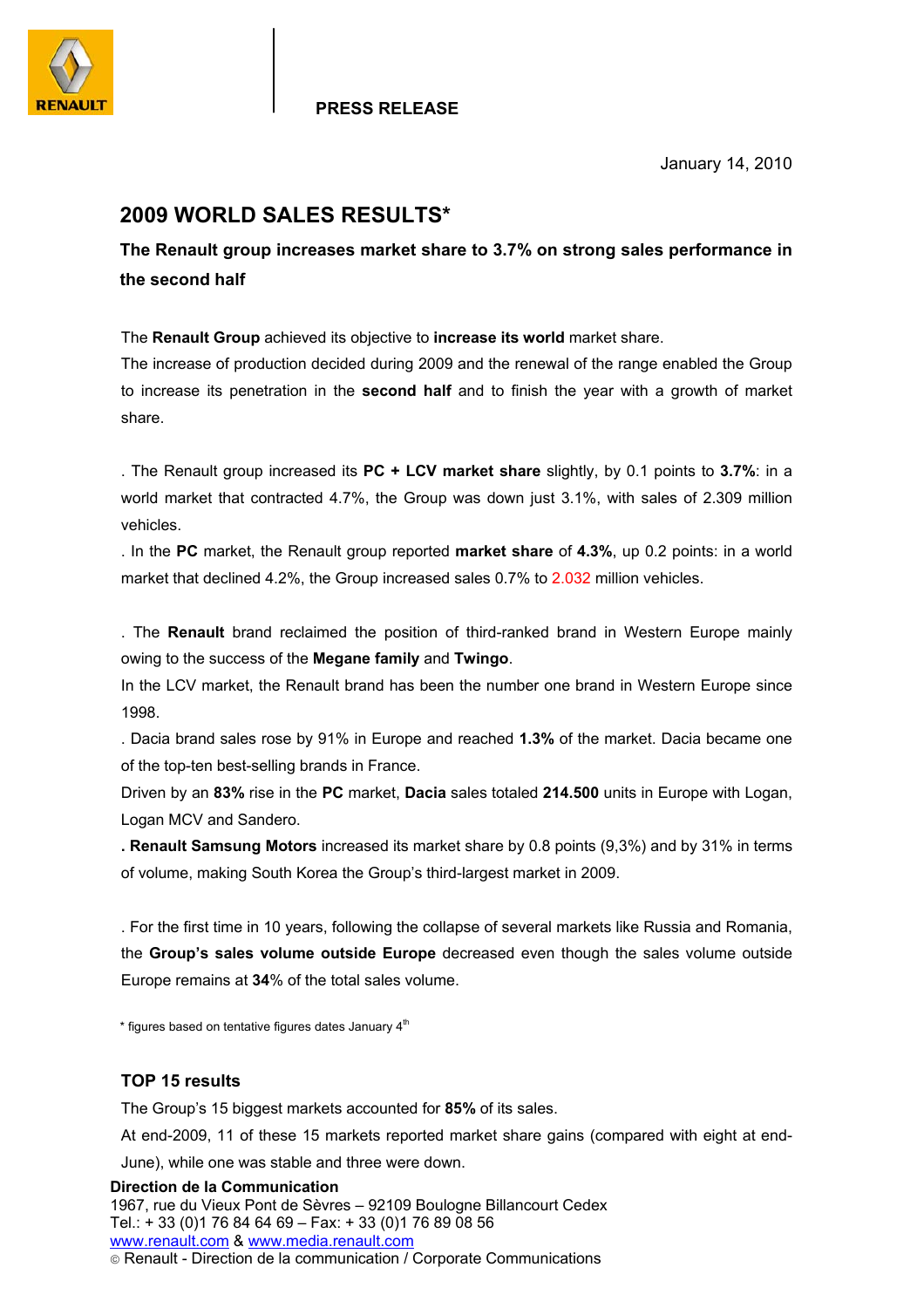PRESS RELEASE

January 14, 2010

# 2009 WORLD SALES RESULTS*

## The Renault group increases market share to 3.7% on strong sales performance in the second half

The **Renault Group** achieved its objective to **increase its world** market share.
The increase of production decided during 2009 and the renewal of the range enabled the Group to increase its penetration in the **second half** and to finish the year with a growth of market share.

. The Renault group increased its **PC + LCV market share** slightly, by 0.1 points to **3.7%**: in a world market that contracted 4.7%, the Group was down just 3.1%, with sales of 2.309 million vehicles.
. In the **PC** market, the Renault group reported **market share** of **4.3%**, up 0.2 points: in a world market that declined 4.2%, the Group increased sales 0.7% to 2.032 million vehicles.

. The **Renault** brand reclaimed the position of third-ranked brand in Western Europe mainly owing to the success of the **Megane family** and **Twingo**.
In the LCV market, the Renault brand has been the number one brand in Western Europe since 1998.
. Dacia brand sales rose by 91% in Europe and reached **1.3%** of the market. Dacia became one of the top-ten best-selling brands in France.
Driven by an **83%** rise in the **PC** market, **Dacia** sales totaled **214.500** units in Europe with Logan, Logan MCV and Sandero.
**. Renault Samsung Motors** increased its market share by 0.8 points (9,3%) and by 31% in terms of volume, making South Korea the Group's third-largest market in 2009.

. For the first time in 10 years, following the collapse of several markets like Russia and Romania, the **Group's sales volume outside Europe** decreased even though the sales volume outside Europe remains at **34**% of the total sales volume.

* figures based on tentative figures dates January 4th

### TOP 15 results

The Group's 15 biggest markets accounted for **85%** of its sales.
At end-2009, 11 of these 15 markets reported market share gains (compared with eight at end-June), while one was stable and three were down.

**Direction de la Communication**
1967, rue du Vieux Pont de Sèvres – 92109 Boulogne Billancourt Cedex
Tel.: + 33 (0)1 76 84 64 69 – Fax: + 33 (0)1 76 89 08 56
www.renault.com & www.media.renault.com
© Renault - Direction de la communication / Corporate Communications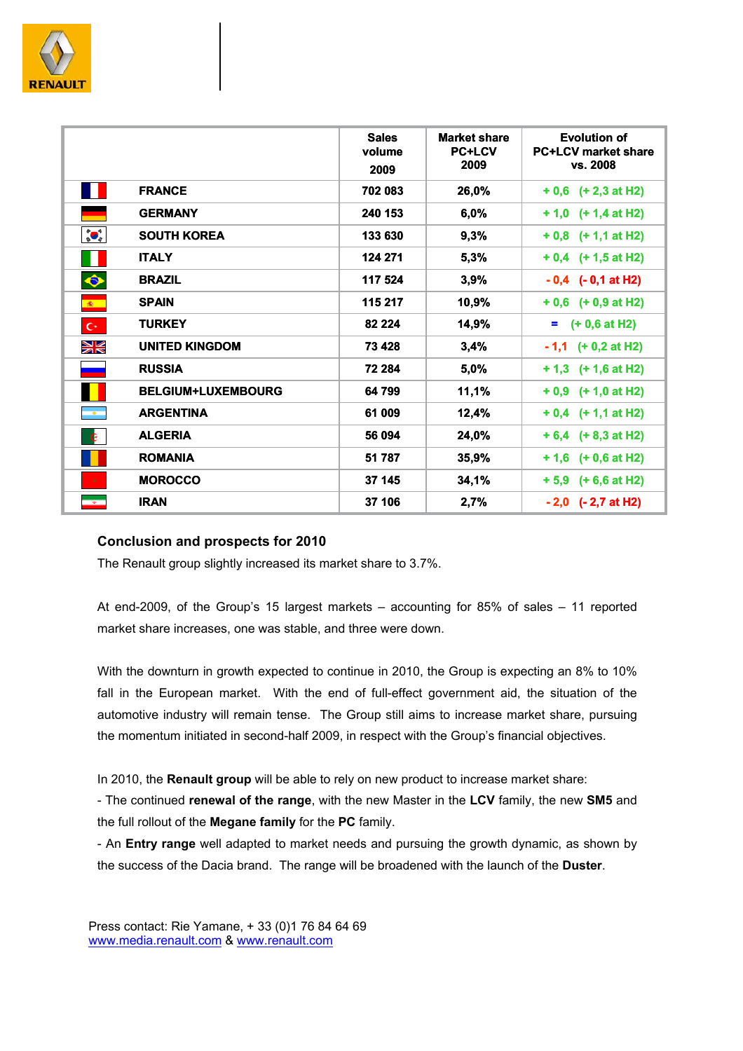| | Sales volume 2009 | Market share PC+LCV 2009 | Evolution of PC+LCV market share vs. 2008 |
|---|---|---|---|
| FRANCE | 702 083 | 26,0% | + 0,6 (+ 2,3 at H2) |
| GERMANY | 240 153 | 6,0% | + 1,0 (+ 1,4 at H2) |
| SOUTH KOREA | 133 630 | 9,3% | + 0,8 (+ 1,1 at H2) |
| ITALY | 124 271 | 5,3% | + 0,4 (+ 1,5 at H2) |
| BRAZIL | 117 524 | 3,9% | - 0,4 (- 0,1 at H2) |
| SPAIN | 115 217 | 10,9% | + 0,6 (+ 0,9 at H2) |
| TURKEY | 82 224 | 14,9% | = (+ 0,6 at H2) |
| UNITED KINGDOM | 73 428 | 3,4% | - 1,1 (+ 0,2 at H2) |
| RUSSIA | 72 284 | 5,0% | + 1,3 (+ 1,6 at H2) |
| BELGIUM+LUXEMBOURG | 64 799 | 11,1% | + 0,9 (+ 1,0 at H2) |
| ARGENTINA | 61 009 | 12,4% | + 0,4 (+ 1,1 at H2) |
| ALGERIA | 56 094 | 24,0% | + 6,4 (+ 8,3 at H2) |
| ROMANIA | 51 787 | 35,9% | + 1,6 (+ 0,6 at H2) |
| MOROCCO | 37 145 | 34,1% | + 5,9 (+ 6,6 at H2) |
| IRAN | 37 106 | 2,7% | - 2,0 (- 2,7 at H2) |

## Conclusion and prospects for 2010

The Renault group slightly increased its market share to 3.7%.

At end-2009, of the Group's 15 largest markets – accounting for 85% of sales – 11 reported market share increases, one was stable, and three were down.

With the downturn in growth expected to continue in 2010, the Group is expecting an 8% to 10% fall in the European market. With the end of full-effect government aid, the situation of the automotive industry will remain tense. The Group still aims to increase market share, pursuing the momentum initiated in second-half 2009, in respect with the Group's financial objectives.

In 2010, the **Renault group** will be able to rely on new product to increase market share:

- The continued **renewal of the range**, with the new Master in the **LCV** family, the new **SM5** and the full rollout of the **Megane family** for the **PC** family.
- An **Entry range** well adapted to market needs and pursuing the growth dynamic, as shown by the success of the Dacia brand. The range will be broadened with the launch of the **Duster**.

Press contact: Rie Yamane, + 33 (0)1 76 84 64 69
www.media.renault.com & www.renault.com